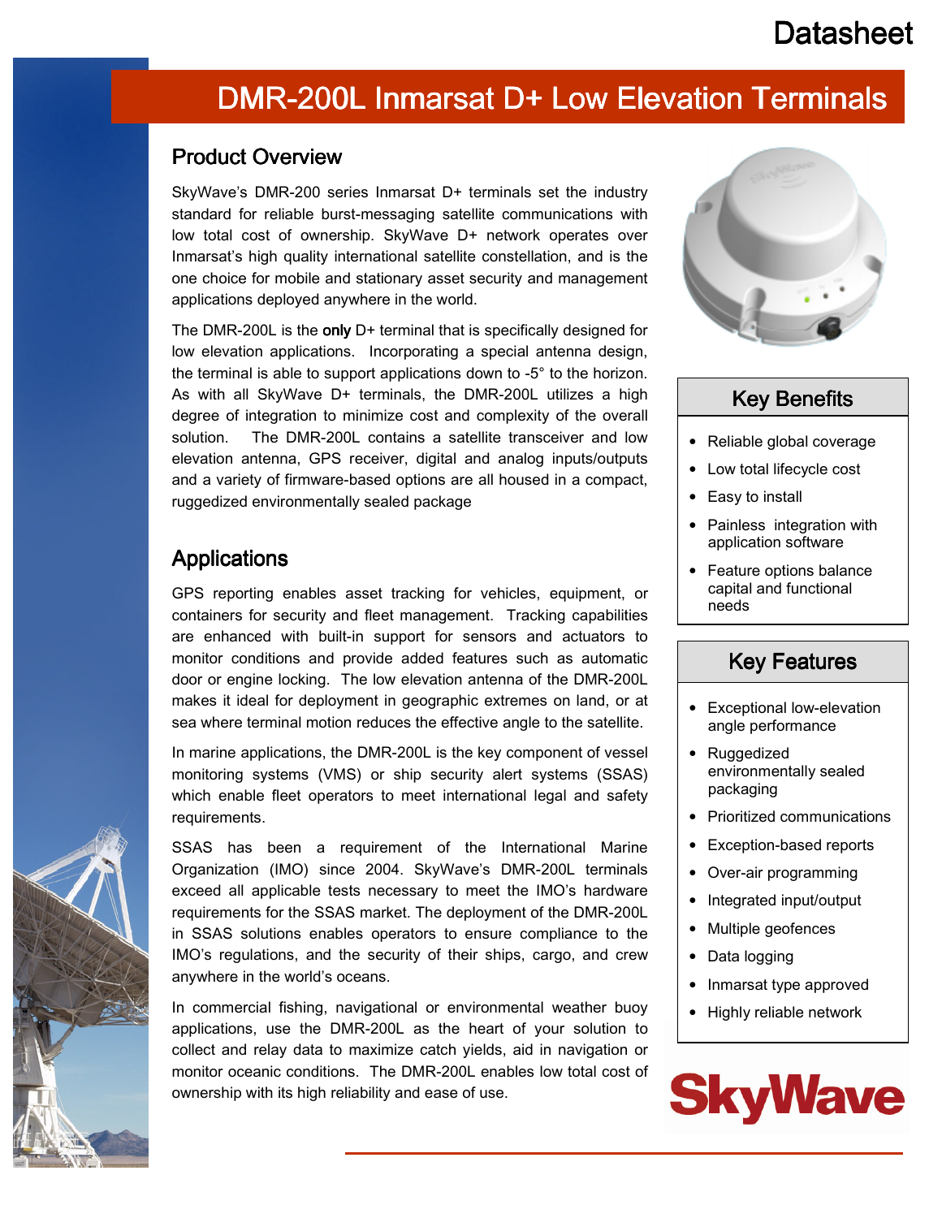Datasheet

# DMR-200L Inmarsat D+ Low Elevation Terminals

## Product Overview

SkyWave's DMR-200 series Inmarsat D+ terminals set the industry standard for reliable burst-messaging satellite communications with low total cost of ownership. SkyWave D+ network operates over Inmarsat's high quality international satellite constellation, and is the one choice for mobile and stationary asset security and management applications deployed anywhere in the world.

The DMR-200L is the **only** D+ terminal that is specifically designed for low elevation applications. Incorporating a special antenna design, the terminal is able to support applications down to -5° to the horizon. As with all SkyWave D+ terminals, the DMR-200L utilizes a high degree of integration to minimize cost and complexity of the overall solution. The DMR-200L contains a satellite transceiver and low elevation antenna, GPS receiver, digital and analog inputs/outputs and a variety of firmware-based options are all housed in a compact, ruggedized environmentally sealed package

## Applications

GPS reporting enables asset tracking for vehicles, equipment, or containers for security and fleet management. Tracking capabilities are enhanced with built-in support for sensors and actuators to monitor conditions and provide added features such as automatic door or engine locking. The low elevation antenna of the DMR-200L makes it ideal for deployment in geographic extremes on land, or at sea where terminal motion reduces the effective angle to the satellite.

In marine applications, the DMR-200L is the key component of vessel monitoring systems (VMS) or ship security alert systems (SSAS) which enable fleet operators to meet international legal and safety requirements.

SSAS has been a requirement of the International Marine Organization (IMO) since 2004. SkyWave's DMR-200L terminals exceed all applicable tests necessary to meet the IMO's hardware requirements for the SSAS market. The deployment of the DMR-200L in SSAS solutions enables operators to ensure compliance to the IMO's regulations, and the security of their ships, cargo, and crew anywhere in the world's oceans.

In commercial fishing, navigational or environmental weather buoy applications, use the DMR-200L as the heart of your solution to collect and relay data to maximize catch yields, aid in navigation or monitor oceanic conditions. The DMR-200L enables low total cost of ownership with its high reliability and ease of use.

## Key Benefits

- Reliable global coverage
- Low total lifecycle cost
- Easy to install
- Painless integration with application software
- Feature options balance capital and functional needs

## Key Features

- Exceptional low-elevation angle performance
- Ruggedized environmentally sealed packaging
- Prioritized communications
- Exception-based reports
- Over-air programming
- Integrated input/output
- Multiple geofences
- Data logging
- Inmarsat type approved
- Highly reliable network

SkyWave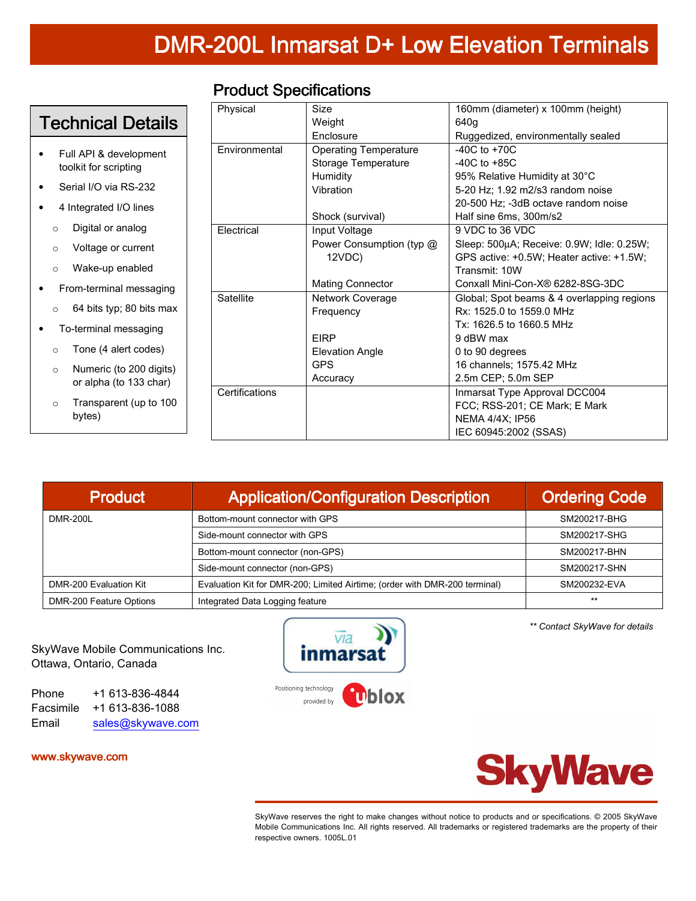# DMR-200L Inmarsat D+ Low Elevation Terminals

## Technical Details

- Full API & development toolkit for scripting
- Serial I/O via RS-232
- 4 Integrated I/O lines
  - Digital or analog
  - Voltage or current
  - Wake-up enabled
- From-terminal messaging
  - 64 bits typ; 80 bits max
- To-terminal messaging
  - Tone (4 alert codes)
  - Numeric (to 200 digits) or alpha (to 133 char)
  - Transparent (up to 100 bytes)

## Product Specifications

| | | |
|---|---|---|
| Physical | Size | 160mm (diameter) x 100mm (height) |
| | Weight | 640g |
| | Enclosure | Ruggedized, environmentally sealed |
| Environmental | Operating Temperature | -40C to +70C |
| | Storage Temperature | -40C to +85C |
| | Humidity | 95% Relative Humidity at 30°C |
| | Vibration | 5-20 Hz; 1.92 m2/s3 random noise<br>20-500 Hz; -3dB octave random noise |
| | Shock (survival) | Half sine 6ms, 300m/s2 |
| Electrical | Input Voltage | 9 VDC to 36 VDC |
| | Power Consumption (typ @ 12VDC) | Sleep: 500µA; Receive: 0.9W; Idle: 0.25W; GPS active: +0.5W; Heater active: +1.5W; Transmit: 10W |
| | Mating Connector | Conxall Mini-Con-X® 6282-8SG-3DC |
| Satellite | Network Coverage | Global; Spot beams & 4 overlapping regions |
| | Frequency | Rx: 1525.0 to 1559.0 MHz<br>Tx: 1626.5 to 1660.5 MHz |
| | EIRP | 9 dBW max |
| | Elevation Angle | 0 to 90 degrees |
| | GPS | 16 channels; 1575.42 MHz |
| | Accuracy | 2.5m CEP; 5.0m SEP |
| Certifications | | Inmarsat Type Approval DCC004<br>FCC; RSS-201; CE Mark; E Mark<br>NEMA 4/4X; IP56<br>IEC 60945:2002 (SSAS) |

| Product | Application/Configuration Description | Ordering Code |
|---|---|---|
| DMR-200L | Bottom-mount connector with GPS | SM200217-BHG |
| | Side-mount connector with GPS | SM200217-SHG |
| | Bottom-mount connector (non-GPS) | SM200217-BHN |
| | Side-mount connector (non-GPS) | SM200217-SHN |
| DMR-200 Evaluation Kit | Evaluation Kit for DMR-200; Limited Airtime; (order with DMR-200 terminal) | SM200232-EVA |
| DMR-200 Feature Options | Integrated Data Logging feature | ** |

*** Contact SkyWave for details*

SkyWave Mobile Communications Inc.
Ottawa, Ontario, Canada

Phone +1 613-836-4844
Facsimile +1 613-836-1088
Email sales@skywave.com

via inmarsat

Positioning technology provided by ublox

www.skywave.com

SkyWave

SkyWave reserves the right to make changes without notice to products and or specifications. © 2005 SkyWave Mobile Communications Inc. All rights reserved. All trademarks or registered trademarks are the property of their respective owners. 1005L.01